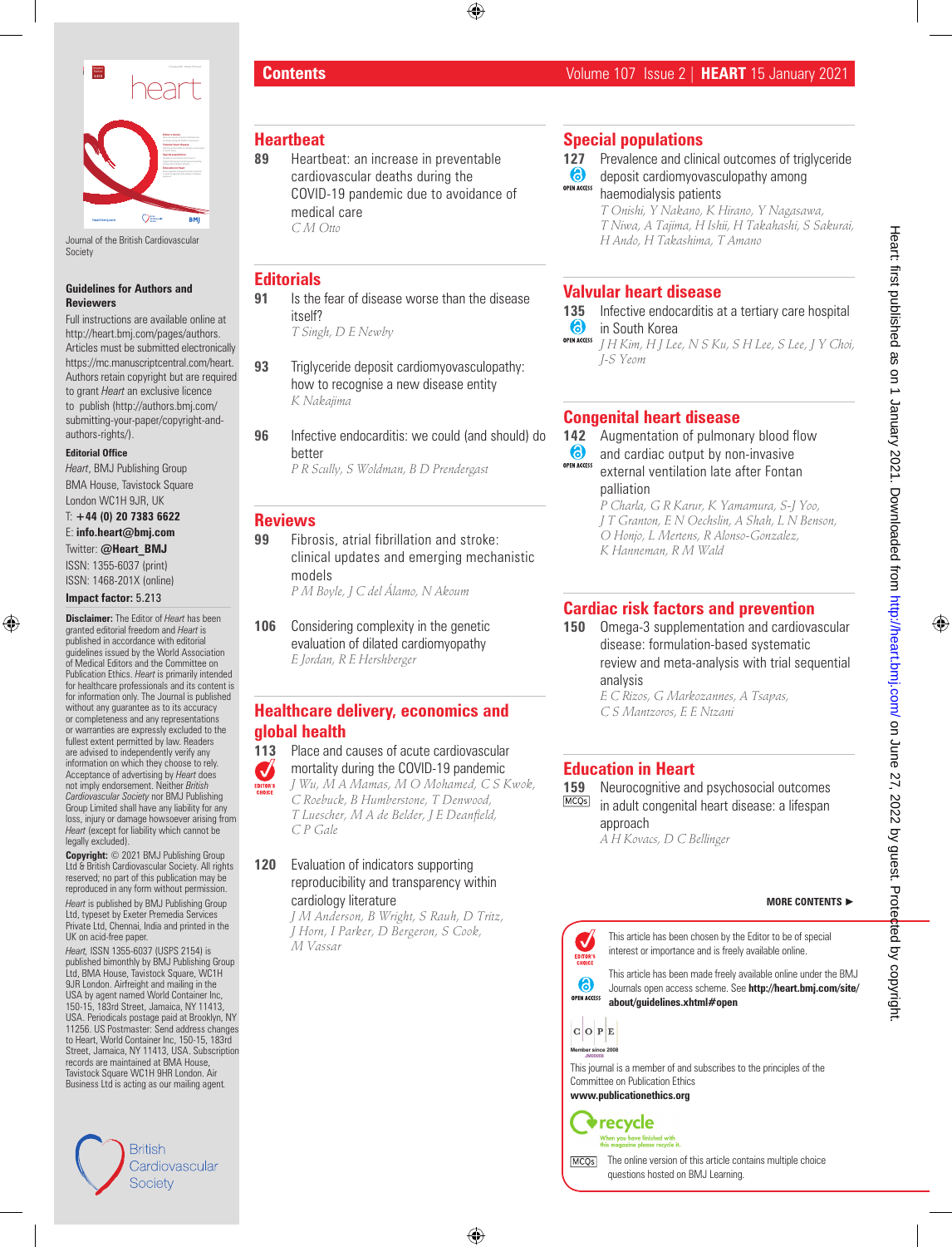# Contents

Volume 107 Issue 2 | **HEART** 15 January 2021

Journal of the British Cardiovascular Society

**Guidelines for Authors and Reviewers**

Full instructions are available online at http://heart.bmj.com/pages/authors. Articles must be submitted electronically https://mc.manuscriptcentral.com/heart. Authors retain copyright but are required to grant *Heart* an exclusive licence to publish (http://authors.bmj.com/submitting-your-paper/copyright-and-authors-rights/).

**Editorial Office**

*Heart*, BMJ Publishing Group
BMA House, Tavistock Square
London WC1H 9JR, UK
T: **+44 (0) 20 7383 6622**
E: **info.heart@bmj.com**
Twitter: **@Heart_BMJ**
ISSN: 1355-6037 (print)
ISSN: 1468-201X (online)

**Impact factor:** 5.213

**Disclaimer:** The Editor of *Heart* has been granted editorial freedom and *Heart* is published in accordance with editorial guidelines issued by the World Association of Medical Editors and the Committee on Publication Ethics. *Heart* is primarily intended for healthcare professionals and its content is for information only. The Journal is published without any guarantee as to its accuracy or completeness and any representations or warranties are expressly excluded to the fullest extent permitted by law. Readers are advised to independently verify any information on which they choose to rely. Acceptance of advertising by *Heart* does not imply endorsement. Neither *British Cardiovascular Society* nor BMJ Publishing Group Limited shall have any liability for any loss, injury or damage howsoever arising from *Heart* (except for liability which cannot be legally excluded).

**Copyright:** © 2021 BMJ Publishing Group Ltd & British Cardiovascular Society. All rights reserved; no part of this publication may be reproduced in any form without permission.

*Heart* is published by BMJ Publishing Group Ltd, typeset by Exeter Premedia Services Private Ltd, Chennai, India and printed in the UK on acid-free paper.

*Heart*, ISSN 1355-6037 (USPS 2154) is published bimonthly by BMJ Publishing Group Ltd, BMA House, Tavistock Square, WC1H 9JR London. Airfreight and mailing in the USA by agent named World Container Inc, 150-15, 183rd Street, Jamaica, NY 11413, USA. Periodicals postage paid at Brooklyn, NY 11256. US Postmaster: Send address changes to Heart, World Container Inc, 150-15, 183rd Street, Jamaica, NY 11413, USA. Subscription records are maintained at BMA House, Tavistock Square WC1H 9HR London. Air Business Ltd is acting as our mailing agent.

## Heartbeat

**89** Heartbeat: an increase in preventable cardiovascular deaths during the COVID-19 pandemic due to avoidance of medical care
*C M Otto*

## Editorials

**91** Is the fear of disease worse than the disease itself?
*T Singh, D E Newby*

**93** Triglyceride deposit cardiomyovasculopathy: how to recognise a new disease entity
*K Nakajima*

**96** Infective endocarditis: we could (and should) do better
*P R Scully, S Woldman, B D Prendergast*

## Reviews

**99** Fibrosis, atrial fibrillation and stroke: clinical updates and emerging mechanistic models
*P M Boyle, J C del Álamo, N Akoum*

**106** Considering complexity in the genetic evaluation of dilated cardiomyopathy
*E Jordan, R E Hershberger*

## Healthcare delivery, economics and global health

**113** (EDITOR'S CHOICE) Place and causes of acute cardiovascular mortality during the COVID-19 pandemic
*J Wu, M A Mamas, M O Mohamed, C S Kwok, C Roebuck, B Humberstone, T Denwood, T Luescher, M A de Belder, J E Deanfield, C P Gale*

**120** Evaluation of indicators supporting reproducibility and transparency within cardiology literature
*J M Anderson, B Wright, S Rauh, D Tritz, J Horn, I Parker, D Bergeron, S Cook, M Vassar*

## Special populations

**127** (OPEN ACCESS) Prevalence and clinical outcomes of triglyceride deposit cardiomyovasculopathy among haemodialysis patients
*T Onishi, Y Nakano, K Hirano, Y Nagasawa, T Niwa, A Tajima, H Ishii, H Takahashi, S Sakurai, H Ando, H Takashima, T Amano*

## Valvular heart disease

**135** (OPEN ACCESS) Infective endocarditis at a tertiary care hospital in South Korea
*J H Kim, H J Lee, N S Ku, S H Lee, S Lee, J Y Choi, J-S Yeom*

## Congenital heart disease

**142** (OPEN ACCESS) Augmentation of pulmonary blood flow and cardiac output by non-invasive external ventilation late after Fontan palliation
*P Charla, G R Karur, K Yamamura, S-J Yoo, J T Granton, E N Oechslin, A Shah, L N Benson, O Honjo, L Mertens, R Alonso-Gonzalez, K Hanneman, R M Wald*

## Cardiac risk factors and prevention

**150** Omega-3 supplementation and cardiovascular disease: formulation-based systematic review and meta-analysis with trial sequential analysis
*E C Rizos, G Markozannes, A Tsapas, C S Mantzoros, E E Ntzani*

## Education in Heart

**159** (MCQs) Neurocognitive and psychosocial outcomes in adult congenital heart disease: a lifespan approach
*A H Kovacs, D C Bellinger*

**MORE CONTENTS ▶**

EDITOR'S CHOICE: This article has been chosen by the Editor to be of special interest or importance and is freely available online.

OPEN ACCESS: This article has been made freely available online under the BMJ Journals open access scheme. See **http://heart.bmj.com/site/about/guidelines.xhtml#open**

COPE — Member since 2008

This journal is a member of and subscribes to the principles of the Committee on Publication Ethics
**www.publicationethics.org**

recycle — When you have finished with this magazine please recycle it.

MCQs: The online version of this article contains multiple choice questions hosted on BMJ Learning.

British Cardiovascular Society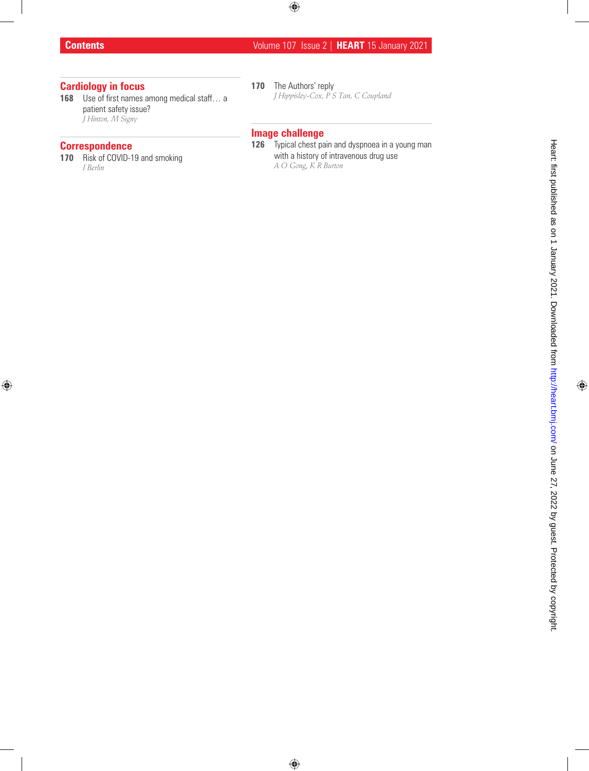## Cardiology in focus

**168** Use of first names among medical staff… a patient safety issue?
*J Hinton, M Signy*

## Correspondence

**170** Risk of COVID-19 and smoking
*I Berlin*

**170** The Authors' reply
*J Hippisley-Cox, P S Tan, C Coupland*

## Image challenge

**126** Typical chest pain and dyspnoea in a young man with a history of intravenous drug use
*A O Gong, K R Burton*

Heart: first published as on 1 January 2021. Downloaded from http://heart.bmj.com/ on June 27, 2022 by guest. Protected by copyright.